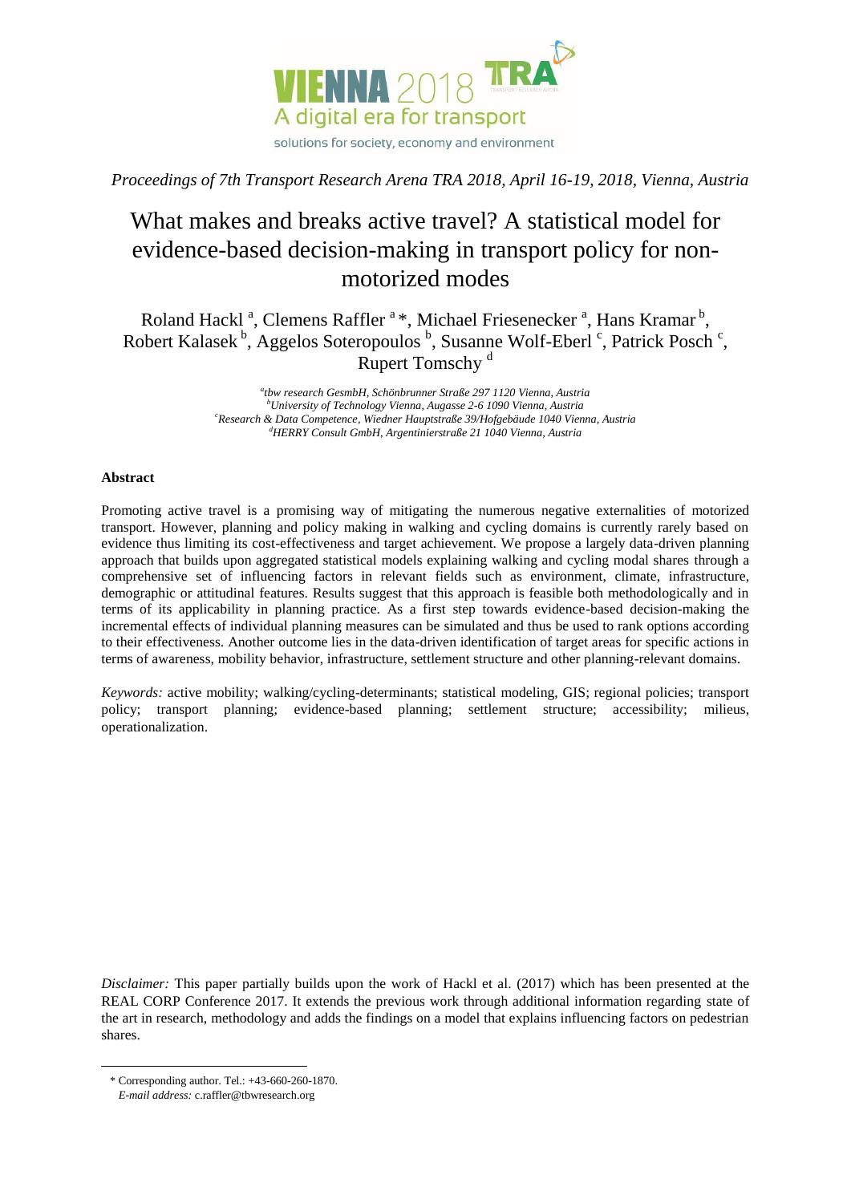*Proceedings of 7th Transport Research Arena TRA 2018, April 16-19, 2018, Vienna, Austria*

# What makes and breaks active travel? A statistical model for evidence-based decision-making in transport policy for non-motorized modes

Roland Hackl [a], Clemens Raffler [a] *, Michael Friesenecker [a], Hans Kramar [b], Robert Kalasek [b], Aggelos Soteropoulos [b], Susanne Wolf-Eberl [c], Patrick Posch [c], Rupert Tomschy [d]

[a]*tbw research GesmbH, Schönbrunner Straße 297 1120 Vienna, Austria*
[b]*University of Technology Vienna, Augasse 2-6 1090 Vienna, Austria*
[c]*Research & Data Competence, Wiedner Hauptstraße 39/Hofgebäude 1040 Vienna, Austria*
[d]*HERRY Consult GmbH, Argentinierstraße 21 1040 Vienna, Austria*

### Abstract

Promoting active travel is a promising way of mitigating the numerous negative externalities of motorized transport. However, planning and policy making in walking and cycling domains is currently rarely based on evidence thus limiting its cost-effectiveness and target achievement. We propose a largely data-driven planning approach that builds upon aggregated statistical models explaining walking and cycling modal shares through a comprehensive set of influencing factors in relevant fields such as environment, climate, infrastructure, demographic or attitudinal features. Results suggest that this approach is feasible both methodologically and in terms of its applicability in planning practice. As a first step towards evidence-based decision-making the incremental effects of individual planning measures can be simulated and thus be used to rank options according to their effectiveness. Another outcome lies in the data-driven identification of target areas for specific actions in terms of awareness, mobility behavior, infrastructure, settlement structure and other planning-relevant domains.

*Keywords:* active mobility; walking/cycling-determinants; statistical modeling, GIS; regional policies; transport policy; transport planning; evidence-based planning; settlement structure; accessibility; milieus, operationalization.

*Disclaimer:* This paper partially builds upon the work of Hackl et al. (2017) which has been presented at the REAL CORP Conference 2017. It extends the previous work through additional information regarding state of the art in research, methodology and adds the findings on a model that explains influencing factors on pedestrian shares.

\* Corresponding author. Tel.: +43-660-260-1870.
*E-mail address:* c.raffler@tbwresearch.org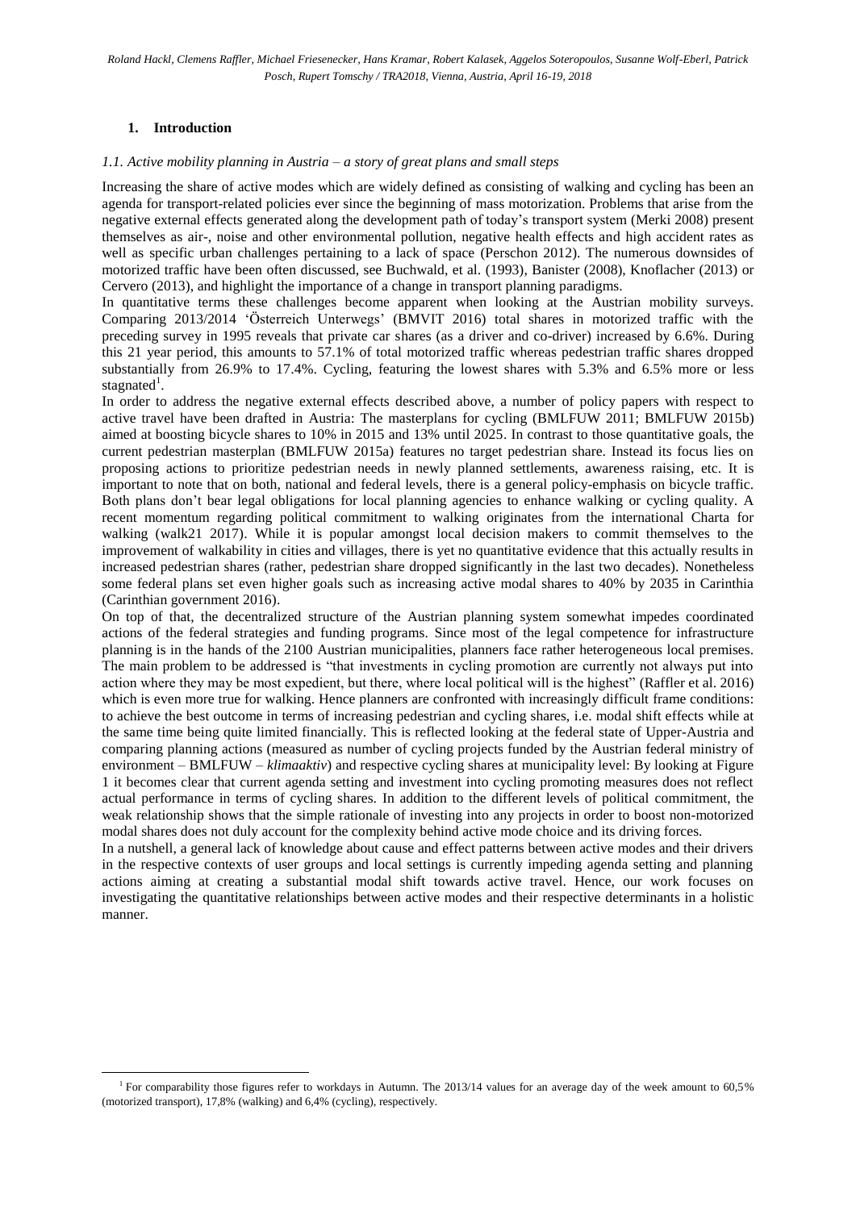## 1. Introduction

### *1.1. Active mobility planning in Austria – a story of great plans and small steps*

Increasing the share of active modes which are widely defined as consisting of walking and cycling has been an agenda for transport-related policies ever since the beginning of mass motorization. Problems that arise from the negative external effects generated along the development path of today's transport system (Merki 2008) present themselves as air-, noise and other environmental pollution, negative health effects and high accident rates as well as specific urban challenges pertaining to a lack of space (Perschon 2012). The numerous downsides of motorized traffic have been often discussed, see Buchwald, et al. (1993), Banister (2008), Knoflacher (2013) or Cervero (2013), and highlight the importance of a change in transport planning paradigms.

In quantitative terms these challenges become apparent when looking at the Austrian mobility surveys. Comparing 2013/2014 'Österreich Unterwegs' (BMVIT 2016) total shares in motorized traffic with the preceding survey in 1995 reveals that private car shares (as a driver and co-driver) increased by 6.6%. During this 21 year period, this amounts to 57.1% of total motorized traffic whereas pedestrian traffic shares dropped substantially from 26.9% to 17.4%. Cycling, featuring the lowest shares with 5.3% and 6.5% more or less stagnated[1].

In order to address the negative external effects described above, a number of policy papers with respect to active travel have been drafted in Austria: The masterplans for cycling (BMLFUW 2011; BMLFUW 2015b) aimed at boosting bicycle shares to 10% in 2015 and 13% until 2025. In contrast to those quantitative goals, the current pedestrian masterplan (BMLFUW 2015a) features no target pedestrian share. Instead its focus lies on proposing actions to prioritize pedestrian needs in newly planned settlements, awareness raising, etc. It is important to note that on both, national and federal levels, there is a general policy-emphasis on bicycle traffic. Both plans don't bear legal obligations for local planning agencies to enhance walking or cycling quality. A recent momentum regarding political commitment to walking originates from the international Charta for walking (walk21 2017). While it is popular amongst local decision makers to commit themselves to the improvement of walkability in cities and villages, there is yet no quantitative evidence that this actually results in increased pedestrian shares (rather, pedestrian share dropped significantly in the last two decades). Nonetheless some federal plans set even higher goals such as increasing active modal shares to 40% by 2035 in Carinthia (Carinthian government 2016).

On top of that, the decentralized structure of the Austrian planning system somewhat impedes coordinated actions of the federal strategies and funding programs. Since most of the legal competence for infrastructure planning is in the hands of the 2100 Austrian municipalities, planners face rather heterogeneous local premises. The main problem to be addressed is "that investments in cycling promotion are currently not always put into action where they may be most expedient, but there, where local political will is the highest" (Raffler et al. 2016) which is even more true for walking. Hence planners are confronted with increasingly difficult frame conditions: to achieve the best outcome in terms of increasing pedestrian and cycling shares, i.e. modal shift effects while at the same time being quite limited financially. This is reflected looking at the federal state of Upper-Austria and comparing planning actions (measured as number of cycling projects funded by the Austrian federal ministry of environment – BMLFUW – *klimaaktiv*) and respective cycling shares at municipality level: By looking at Figure 1 it becomes clear that current agenda setting and investment into cycling promoting measures does not reflect actual performance in terms of cycling shares. In addition to the different levels of political commitment, the weak relationship shows that the simple rationale of investing into any projects in order to boost non-motorized modal shares does not duly account for the complexity behind active mode choice and its driving forces.

In a nutshell, a general lack of knowledge about cause and effect patterns between active modes and their drivers in the respective contexts of user groups and local settings is currently impeding agenda setting and planning actions aiming at creating a substantial modal shift towards active travel. Hence, our work focuses on investigating the quantitative relationships between active modes and their respective determinants in a holistic manner.

[1] For comparability those figures refer to workdays in Autumn. The 2013/14 values for an average day of the week amount to 60,5% (motorized transport), 17,8% (walking) and 6,4% (cycling), respectively.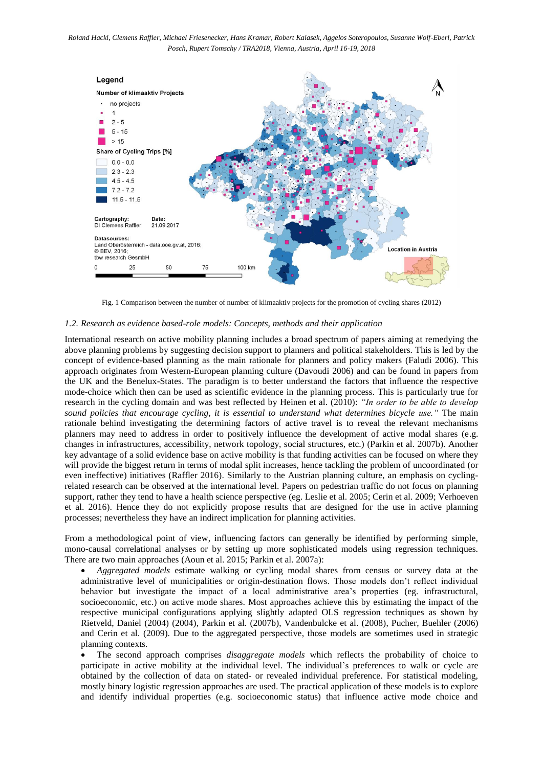Fig. 1 Comparison between the number of number of klimaaktiv projects for the promotion of cycling shares (2012)

### 1.2. Research as evidence based-role models: Concepts, methods and their application

International research on active mobility planning includes a broad spectrum of papers aiming at remedying the above planning problems by suggesting decision support to planners and political stakeholders. This is led by the concept of evidence-based planning as the main rationale for planners and policy makers (Faludi 2006). This approach originates from Western-European planning culture (Davoudi 2006) and can be found in papers from the UK and the Benelux-States. The paradigm is to better understand the factors that influence the respective mode-choice which then can be used as scientific evidence in the planning process. This is particularly true for research in the cycling domain and was best reflected by Heinen et al. (2010): *"In order to be able to develop sound policies that encourage cycling, it is essential to understand what determines bicycle use."* The main rationale behind investigating the determining factors of active travel is to reveal the relevant mechanisms planners may need to address in order to positively influence the development of active modal shares (e.g. changes in infrastructures, accessibility, network topology, social structures, etc.) (Parkin et al. 2007b). Another key advantage of a solid evidence base on active mobility is that funding activities can be focused on where they will provide the biggest return in terms of modal split increases, hence tackling the problem of uncoordinated (or even ineffective) initiatives (Raffler 2016). Similarly to the Austrian planning culture, an emphasis on cycling-related research can be observed at the international level. Papers on pedestrian traffic do not focus on planning support, rather they tend to have a health science perspective (eg. Leslie et al. 2005; Cerin et al. 2009; Verhoeven et al. 2016). Hence they do not explicitly propose results that are designed for the use in active planning processes; nevertheless they have an indirect implication for planning activities.

From a methodological point of view, influencing factors can generally be identified by performing simple, mono-causal correlational analyses or by setting up more sophisticated models using regression techniques. There are two main approaches (Aoun et al. 2015; Parkin et al. 2007a):

- *Aggregated models* estimate walking or cycling modal shares from census or survey data at the administrative level of municipalities or origin-destination flows. Those models don't reflect individual behavior but investigate the impact of a local administrative area's properties (eg. infrastructural, socioeconomic, etc.) on active mode shares. Most approaches achieve this by estimating the impact of the respective municipal configurations applying slightly adapted OLS regression techniques as shown by Rietveld, Daniel (2004) (2004), Parkin et al. (2007b), Vandenbulcke et al. (2008), Pucher, Buehler (2006) and Cerin et al. (2009). Due to the aggregated perspective, those models are sometimes used in strategic planning contexts.
- The second approach comprises *disaggregate models* which reflects the probability of choice to participate in active mobility at the individual level. The individual's preferences to walk or cycle are obtained by the collection of data on stated- or revealed individual preference. For statistical modeling, mostly binary logistic regression approaches are used. The practical application of these models is to explore and identify individual properties (e.g. socioeconomic status) that influence active mode choice and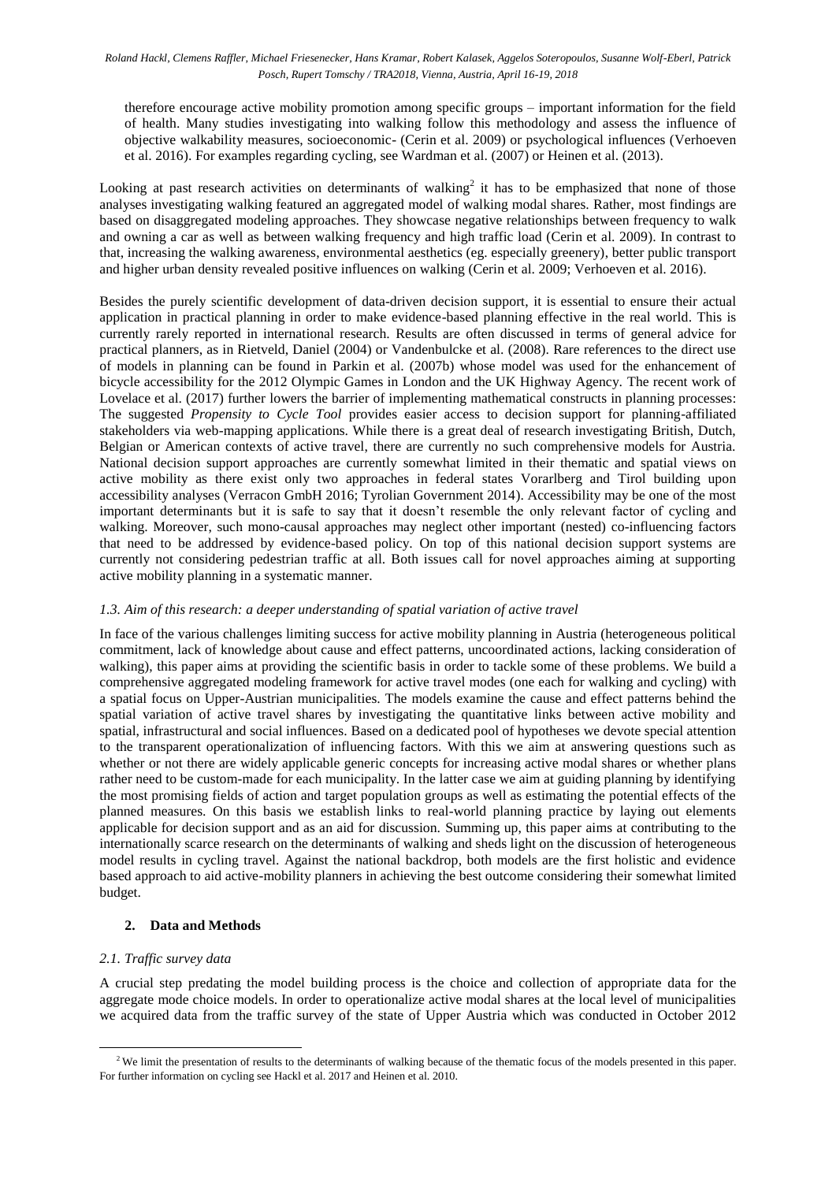therefore encourage active mobility promotion among specific groups – important information for the field of health. Many studies investigating into walking follow this methodology and assess the influence of objective walkability measures, socioeconomic- (Cerin et al. 2009) or psychological influences (Verhoeven et al. 2016). For examples regarding cycling, see Wardman et al. (2007) or Heinen et al. (2013).

Looking at past research activities on determinants of walking[2] it has to be emphasized that none of those analyses investigating walking featured an aggregated model of walking modal shares. Rather, most findings are based on disaggregated modeling approaches. They showcase negative relationships between frequency to walk and owning a car as well as between walking frequency and high traffic load (Cerin et al. 2009). In contrast to that, increasing the walking awareness, environmental aesthetics (eg. especially greenery), better public transport and higher urban density revealed positive influences on walking (Cerin et al. 2009; Verhoeven et al. 2016).

Besides the purely scientific development of data-driven decision support, it is essential to ensure their actual application in practical planning in order to make evidence-based planning effective in the real world. This is currently rarely reported in international research. Results are often discussed in terms of general advice for practical planners, as in Rietveld, Daniel (2004) or Vandenbulcke et al. (2008). Rare references to the direct use of models in planning can be found in Parkin et al. (2007b) whose model was used for the enhancement of bicycle accessibility for the 2012 Olympic Games in London and the UK Highway Agency. The recent work of Lovelace et al. (2017) further lowers the barrier of implementing mathematical constructs in planning processes: The suggested *Propensity to Cycle Tool* provides easier access to decision support for planning-affiliated stakeholders via web-mapping applications. While there is a great deal of research investigating British, Dutch, Belgian or American contexts of active travel, there are currently no such comprehensive models for Austria. National decision support approaches are currently somewhat limited in their thematic and spatial views on active mobility as there exist only two approaches in federal states Vorarlberg and Tirol building upon accessibility analyses (Verracon GmbH 2016; Tyrolian Government 2014). Accessibility may be one of the most important determinants but it is safe to say that it doesn't resemble the only relevant factor of cycling and walking. Moreover, such mono-causal approaches may neglect other important (nested) co-influencing factors that need to be addressed by evidence-based policy. On top of this national decision support systems are currently not considering pedestrian traffic at all. Both issues call for novel approaches aiming at supporting active mobility planning in a systematic manner.

### *1.3. Aim of this research: a deeper understanding of spatial variation of active travel*

In face of the various challenges limiting success for active mobility planning in Austria (heterogeneous political commitment, lack of knowledge about cause and effect patterns, uncoordinated actions, lacking consideration of walking), this paper aims at providing the scientific basis in order to tackle some of these problems. We build a comprehensive aggregated modeling framework for active travel modes (one each for walking and cycling) with a spatial focus on Upper-Austrian municipalities. The models examine the cause and effect patterns behind the spatial variation of active travel shares by investigating the quantitative links between active mobility and spatial, infrastructural and social influences. Based on a dedicated pool of hypotheses we devote special attention to the transparent operationalization of influencing factors. With this we aim at answering questions such as whether or not there are widely applicable generic concepts for increasing active modal shares or whether plans rather need to be custom-made for each municipality. In the latter case we aim at guiding planning by identifying the most promising fields of action and target population groups as well as estimating the potential effects of the planned measures. On this basis we establish links to real-world planning practice by laying out elements applicable for decision support and as an aid for discussion. Summing up, this paper aims at contributing to the internationally scarce research on the determinants of walking and sheds light on the discussion of heterogeneous model results in cycling travel. Against the national backdrop, both models are the first holistic and evidence based approach to aid active-mobility planners in achieving the best outcome considering their somewhat limited budget.

## 2. Data and Methods

### *2.1. Traffic survey data*

A crucial step predating the model building process is the choice and collection of appropriate data for the aggregate mode choice models. In order to operationalize active modal shares at the local level of municipalities we acquired data from the traffic survey of the state of Upper Austria which was conducted in October 2012

[2] We limit the presentation of results to the determinants of walking because of the thematic focus of the models presented in this paper. For further information on cycling see Hackl et al. 2017 and Heinen et al. 2010.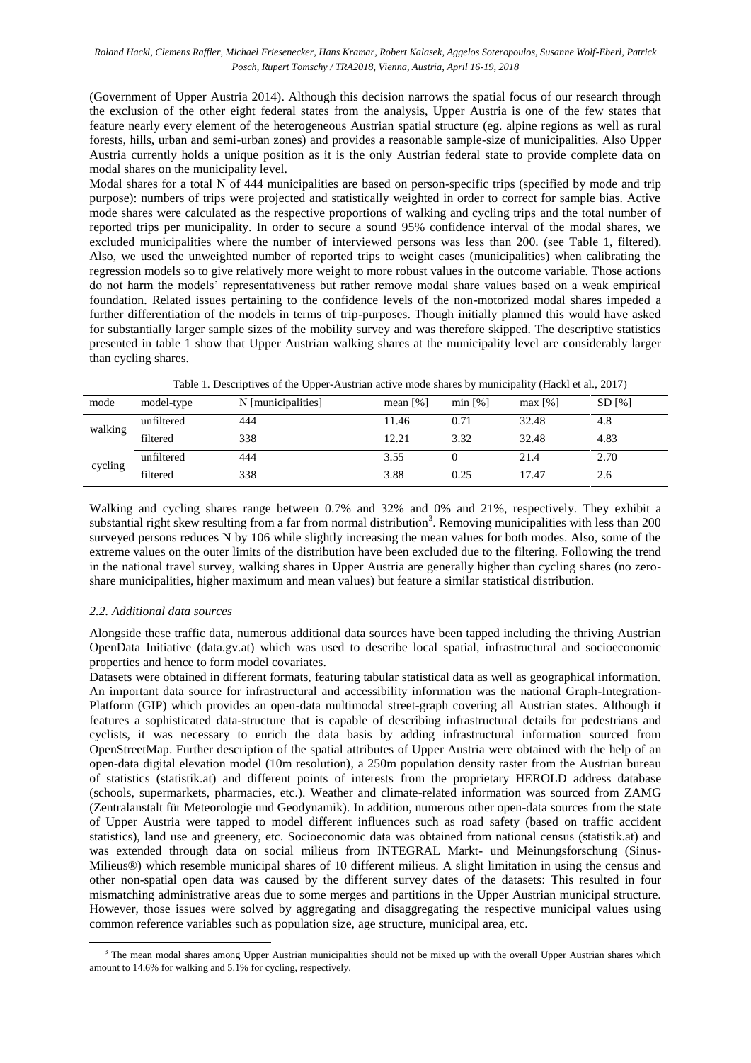(Government of Upper Austria 2014). Although this decision narrows the spatial focus of our research through the exclusion of the other eight federal states from the analysis, Upper Austria is one of the few states that feature nearly every element of the heterogeneous Austrian spatial structure (eg. alpine regions as well as rural forests, hills, urban and semi-urban zones) and provides a reasonable sample-size of municipalities. Also Upper Austria currently holds a unique position as it is the only Austrian federal state to provide complete data on modal shares on the municipality level.

Modal shares for a total N of 444 municipalities are based on person-specific trips (specified by mode and trip purpose): numbers of trips were projected and statistically weighted in order to correct for sample bias. Active mode shares were calculated as the respective proportions of walking and cycling trips and the total number of reported trips per municipality. In order to secure a sound 95% confidence interval of the modal shares, we excluded municipalities where the number of interviewed persons was less than 200. (see Table 1, filtered). Also, we used the unweighted number of reported trips to weight cases (municipalities) when calibrating the regression models so to give relatively more weight to more robust values in the outcome variable. Those actions do not harm the models' representativeness but rather remove modal share values based on a weak empirical foundation. Related issues pertaining to the confidence levels of the non-motorized modal shares impeded a further differentiation of the models in terms of trip-purposes. Though initially planned this would have asked for substantially larger sample sizes of the mobility survey and was therefore skipped. The descriptive statistics presented in table 1 show that Upper Austrian walking shares at the municipality level are considerably larger than cycling shares.

Table 1. Descriptives of the Upper-Austrian active mode shares by municipality (Hackl et al., 2017)

| mode | model-type | N [municipalities] | mean [%] | min [%] | max [%] | SD [%] |
|---|---|---|---|---|---|---|
| walking | unfiltered | 444 | 11.46 | 0.71 | 32.48 | 4.8 |
| | filtered | 338 | 12.21 | 3.32 | 32.48 | 4.83 |
| cycling | unfiltered | 444 | 3.55 | 0 | 21.4 | 2.70 |
| | filtered | 338 | 3.88 | 0.25 | 17.47 | 2.6 |

Walking and cycling shares range between 0.7% and 32% and 0% and 21%, respectively. They exhibit a substantial right skew resulting from a far from normal distribution[3]. Removing municipalities with less than 200 surveyed persons reduces N by 106 while slightly increasing the mean values for both modes. Also, some of the extreme values on the outer limits of the distribution have been excluded due to the filtering. Following the trend in the national travel survey, walking shares in Upper Austria are generally higher than cycling shares (no zero-share municipalities, higher maximum and mean values) but feature a similar statistical distribution.

### *2.2. Additional data sources*

Alongside these traffic data, numerous additional data sources have been tapped including the thriving Austrian OpenData Initiative (data.gv.at) which was used to describe local spatial, infrastructural and socioeconomic properties and hence to form model covariates.

Datasets were obtained in different formats, featuring tabular statistical data as well as geographical information. An important data source for infrastructural and accessibility information was the national Graph-Integration-Platform (GIP) which provides an open-data multimodal street-graph covering all Austrian states. Although it features a sophisticated data-structure that is capable of describing infrastructural details for pedestrians and cyclists, it was necessary to enrich the data basis by adding infrastructural information sourced from OpenStreetMap. Further description of the spatial attributes of Upper Austria were obtained with the help of an open-data digital elevation model (10m resolution), a 250m population density raster from the Austrian bureau of statistics (statistik.at) and different points of interests from the proprietary HEROLD address database (schools, supermarkets, pharmacies, etc.). Weather and climate-related information was sourced from ZAMG (Zentralanstalt für Meteorologie und Geodynamik). In addition, numerous other open-data sources from the state of Upper Austria were tapped to model different influences such as road safety (based on traffic accident statistics), land use and greenery, etc. Socioeconomic data was obtained from national census (statistik.at) and was extended through data on social milieus from INTEGRAL Markt- und Meinungsforschung (Sinus-Milieus®) which resemble municipal shares of 10 different milieus. A slight limitation in using the census and other non-spatial open data was caused by the different survey dates of the datasets: This resulted in four mismatching administrative areas due to some merges and partitions in the Upper Austrian municipal structure. However, those issues were solved by aggregating and disaggregating the respective municipal values using common reference variables such as population size, age structure, municipal area, etc.

[3] The mean modal shares among Upper Austrian municipalities should not be mixed up with the overall Upper Austrian shares which amount to 14.6% for walking and 5.1% for cycling, respectively.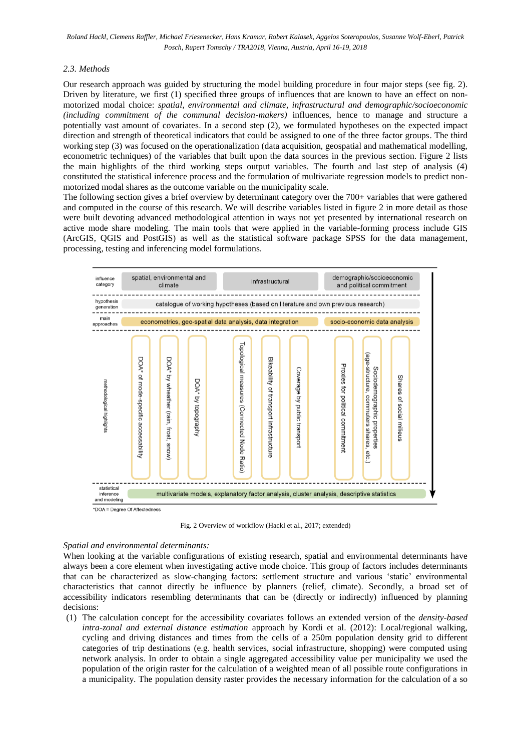### 2.3. Methods

Our research approach was guided by structuring the model building procedure in four major steps (see fig. 2). Driven by literature, we first (1) specified three groups of influences that are known to have an effect on non-motorized modal choice: *spatial, environmental and climate, infrastructural and demographic/socioeconomic (including commitment of the communal decision-makers)* influences, hence to manage and structure a potentially vast amount of covariates. In a second step (2), we formulated hypotheses on the expected impact direction and strength of theoretical indicators that could be assigned to one of the three factor groups. The third working step (3) was focused on the operationalization (data acquisition, geospatial and mathematical modelling, econometric techniques) of the variables that built upon the data sources in the previous section. Figure 2 lists the main highlights of the third working steps output variables. The fourth and last step of analysis (4) constituted the statistical inference process and the formulation of multivariate regression models to predict non-motorized modal shares as the outcome variable on the municipality scale.

The following section gives a brief overview by determinant category over the 700+ variables that were gathered and computed in the course of this research. We will describe variables listed in figure 2 in more detail as those were built devoting advanced methodological attention in ways not yet presented by international research on active mode share modeling. The main tools that were applied in the variable-forming process include GIS (ArcGIS, QGIS and PostGIS) as well as the statistical software package SPSS for the data management, processing, testing and inferencing model formulations.

| influence category | spatial, environmental and climate | | | infrastructural | | | demographic/socioeconomic and political commitment | | |
|---|---|---|---|---|---|---|---|---|---|
| hypothesis generation | catalogue of working hypotheses (based on literature and own previous research) | | | | | | | | |
| main approaches | econometrics, geo-spatial data analysis, data integration | | | | | | socio-economic data analysis | | |
| methodological highlights | DOA* of mode-specific accessability | DOA* by wheather (rain, frost, snow) | DOA* by topography | Topological measures (Connected Node Ratio) | Bikeability of transport infrastructure | Coverage by public transport | Proxies for political commitment | Sociodemographic properties (age-structure, commuters shares, etc.) | Shares of social milieus |
| statistical inference and modeling | multivariate models, explanatory factor analysis, cluster analysis, descriptive statistics | | | | | | | | |

*DOA = Degree Of Affectedness

Fig. 2 Overview of workflow (Hackl et al., 2017; extended)

*Spatial and environmental determinants:*

When looking at the variable configurations of existing research, spatial and environmental determinants have always been a core element when investigating active mode choice. This group of factors includes determinants that can be characterized as slow-changing factors: settlement structure and various 'static' environmental characteristics that cannot directly be influence by planners (relief, climate). Secondly, a broad set of accessibility indicators resembling determinants that can be (directly or indirectly) influenced by planning decisions:

(1) The calculation concept for the accessibility covariates follows an extended version of the *density-based intra-zonal and external distance estimation* approach by Kordi et al. (2012): Local/regional walking, cycling and driving distances and times from the cells of a 250m population density grid to different categories of trip destinations (e.g. health services, social infrastructure, shopping) were computed using network analysis. In order to obtain a single aggregated accessibility value per municipality we used the population of the origin raster for the calculation of a weighted mean of all possible route configurations in a municipality. The population density raster provides the necessary information for the calculation of a so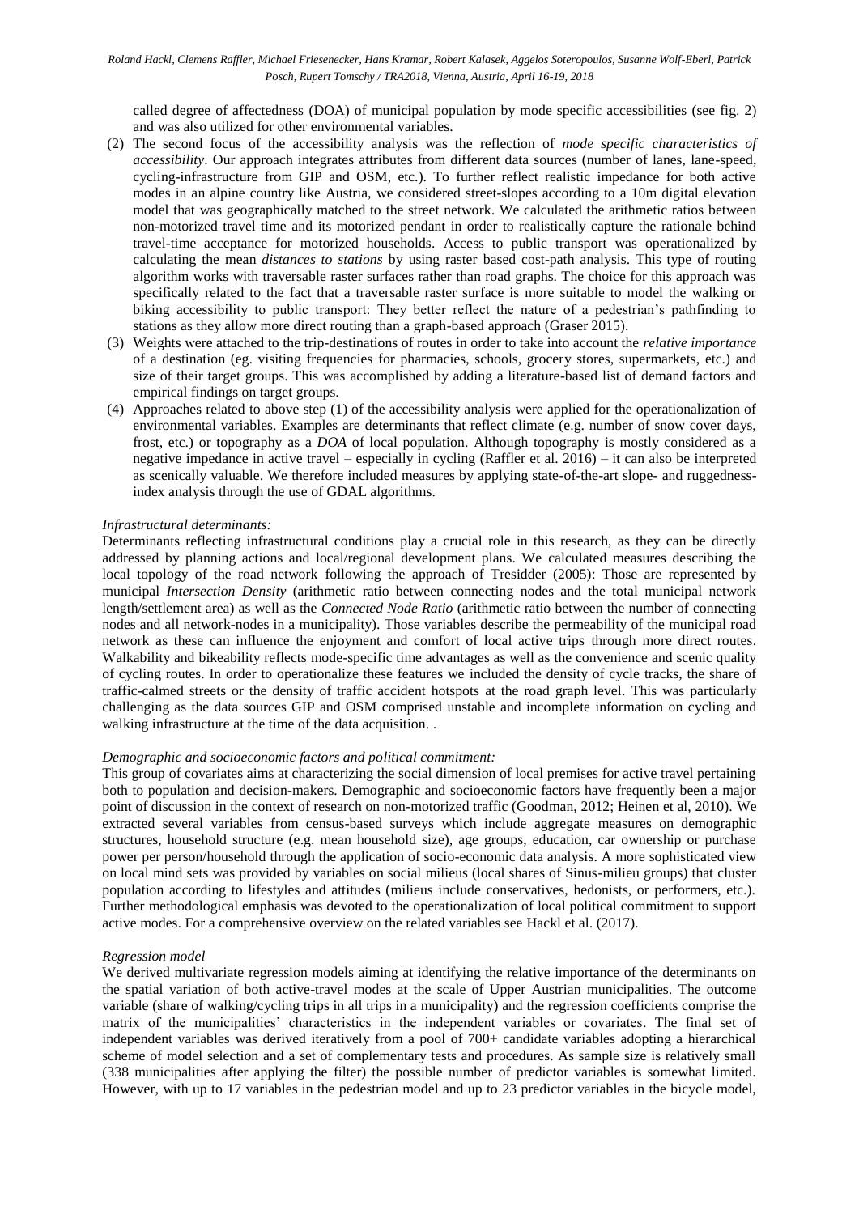called degree of affectedness (DOA) of municipal population by mode specific accessibilities (see fig. 2) and was also utilized for other environmental variables.

(2) The second focus of the accessibility analysis was the reflection of *mode specific characteristics of accessibility*. Our approach integrates attributes from different data sources (number of lanes, lane-speed, cycling-infrastructure from GIP and OSM, etc.). To further reflect realistic impedance for both active modes in an alpine country like Austria, we considered street-slopes according to a 10m digital elevation model that was geographically matched to the street network. We calculated the arithmetic ratios between non-motorized travel time and its motorized pendant in order to realistically capture the rationale behind travel-time acceptance for motorized households. Access to public transport was operationalized by calculating the mean *distances to stations* by using raster based cost-path analysis. This type of routing algorithm works with traversable raster surfaces rather than road graphs. The choice for this approach was specifically related to the fact that a traversable raster surface is more suitable to model the walking or biking accessibility to public transport: They better reflect the nature of a pedestrian's pathfinding to stations as they allow more direct routing than a graph-based approach (Graser 2015).

(3) Weights were attached to the trip-destinations of routes in order to take into account the *relative importance* of a destination (eg. visiting frequencies for pharmacies, schools, grocery stores, supermarkets, etc.) and size of their target groups. This was accomplished by adding a literature-based list of demand factors and empirical findings on target groups.

(4) Approaches related to above step (1) of the accessibility analysis were applied for the operationalization of environmental variables. Examples are determinants that reflect climate (e.g. number of snow cover days, frost, etc.) or topography as a *DOA* of local population. Although topography is mostly considered as a negative impedance in active travel – especially in cycling (Raffler et al. 2016) – it can also be interpreted as scenically valuable. We therefore included measures by applying state-of-the-art slope- and ruggedness-index analysis through the use of GDAL algorithms.

*Infrastructural determinants:*

Determinants reflecting infrastructural conditions play a crucial role in this research, as they can be directly addressed by planning actions and local/regional development plans. We calculated measures describing the local topology of the road network following the approach of Tresidder (2005): Those are represented by municipal *Intersection Density* (arithmetic ratio between connecting nodes and the total municipal network length/settlement area) as well as the *Connected Node Ratio* (arithmetic ratio between the number of connecting nodes and all network-nodes in a municipality). Those variables describe the permeability of the municipal road network as these can influence the enjoyment and comfort of local active trips through more direct routes. Walkability and bikeability reflects mode-specific time advantages as well as the convenience and scenic quality of cycling routes. In order to operationalize these features we included the density of cycle tracks, the share of traffic-calmed streets or the density of traffic accident hotspots at the road graph level. This was particularly challenging as the data sources GIP and OSM comprised unstable and incomplete information on cycling and walking infrastructure at the time of the data acquisition. .

*Demographic and socioeconomic factors and political commitment:*

This group of covariates aims at characterizing the social dimension of local premises for active travel pertaining both to population and decision-makers. Demographic and socioeconomic factors have frequently been a major point of discussion in the context of research on non-motorized traffic (Goodman, 2012; Heinen et al, 2010). We extracted several variables from census-based surveys which include aggregate measures on demographic structures, household structure (e.g. mean household size), age groups, education, car ownership or purchase power per person/household through the application of socio-economic data analysis. A more sophisticated view on local mind sets was provided by variables on social milieus (local shares of Sinus-milieu groups) that cluster population according to lifestyles and attitudes (milieus include conservatives, hedonists, or performers, etc.). Further methodological emphasis was devoted to the operationalization of local political commitment to support active modes. For a comprehensive overview on the related variables see Hackl et al. (2017).

*Regression model*

We derived multivariate regression models aiming at identifying the relative importance of the determinants on the spatial variation of both active-travel modes at the scale of Upper Austrian municipalities. The outcome variable (share of walking/cycling trips in all trips in a municipality) and the regression coefficients comprise the matrix of the municipalities' characteristics in the independent variables or covariates. The final set of independent variables was derived iteratively from a pool of 700+ candidate variables adopting a hierarchical scheme of model selection and a set of complementary tests and procedures. As sample size is relatively small (338 municipalities after applying the filter) the possible number of predictor variables is somewhat limited. However, with up to 17 variables in the pedestrian model and up to 23 predictor variables in the bicycle model,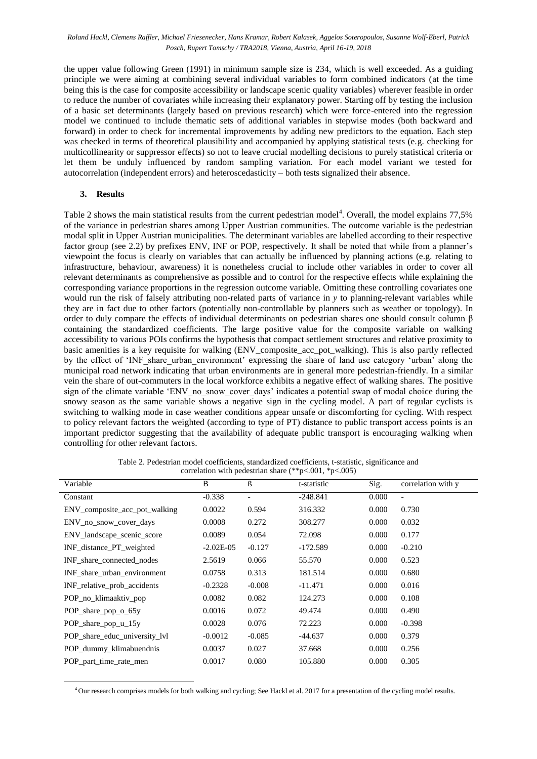the upper value following Green (1991) in minimum sample size is 234, which is well exceeded. As a guiding principle we were aiming at combining several individual variables to form combined indicators (at the time being this is the case for composite accessibility or landscape scenic quality variables) wherever feasible in order to reduce the number of covariates while increasing their explanatory power. Starting off by testing the inclusion of a basic set determinants (largely based on previous research) which were force-entered into the regression model we continued to include thematic sets of additional variables in stepwise modes (both backward and forward) in order to check for incremental improvements by adding new predictors to the equation. Each step was checked in terms of theoretical plausibility and accompanied by applying statistical tests (e.g. checking for multicollinearity or suppressor effects) so not to leave crucial modelling decisions to purely statistical criteria or let them be unduly influenced by random sampling variation. For each model variant we tested for autocorrelation (independent errors) and heteroscedasticity – both tests signalized their absence.

## 3. Results

Table 2 shows the main statistical results from the current pedestrian model[4]. Overall, the model explains 77,5% of the variance in pedestrian shares among Upper Austrian communities. The outcome variable is the pedestrian modal split in Upper Austrian municipalities. The determinant variables are labelled according to their respective factor group (see 2.2) by prefixes ENV, INF or POP, respectively. It shall be noted that while from a planner's viewpoint the focus is clearly on variables that can actually be influenced by planning actions (e.g. relating to infrastructure, behaviour, awareness) it is nonetheless crucial to include other variables in order to cover all relevant determinants as comprehensive as possible and to control for the respective effects while explaining the corresponding variance proportions in the regression outcome variable. Omitting these controlling covariates one would run the risk of falsely attributing non-related parts of variance in *y* to planning-relevant variables while they are in fact due to other factors (potentially non-controllable by planners such as weather or topology). In order to duly compare the effects of individual determinants on pedestrian shares one should consult column β containing the standardized coefficients. The large positive value for the composite variable on walking accessibility to various POIs confirms the hypothesis that compact settlement structures and relative proximity to basic amenities is a key requisite for walking (ENV_composite_acc_pot_walking). This is also partly reflected by the effect of 'INF_share_urban_environment' expressing the share of land use category 'urban' along the municipal road network indicating that urban environments are in general more pedestrian-friendly. In a similar vein the share of out-commuters in the local workforce exhibits a negative effect of walking shares. The positive sign of the climate variable 'ENV_no_snow_cover_days' indicates a potential swap of modal choice during the snowy season as the same variable shows a negative sign in the cycling model. A part of regular cyclists is switching to walking mode in case weather conditions appear unsafe or discomforting for cycling. With respect to policy relevant factors the weighted (according to type of PT) distance to public transport access points is an important predictor suggesting that the availability of adequate public transport is encouraging walking when controlling for other relevant factors.

Table 2. Pedestrian model coefficients, standardized coefficients, t-statistic, significance and correlation with pedestrian share (**p<.001, *p<.005)

| Variable | B | ß | t-statistic | Sig. | correlation with y |
|---|---|---|---|---|---|
| Constant | -0.338 | - | -248.841 | 0.000 | - |
| ENV_composite_acc_pot_walking | 0.0022 | 0.594 | 316.332 | 0.000 | 0.730 |
| ENV_no_snow_cover_days | 0.0008 | 0.272 | 308.277 | 0.000 | 0.032 |
| ENV_landscape_scenic_score | 0.0089 | 0.054 | 72.098 | 0.000 | 0.177 |
| INF_distance_PT_weighted | -2.02E-05 | -0.127 | -172.589 | 0.000 | -0.210 |
| INF_share_connected_nodes | 2.5619 | 0.066 | 55.570 | 0.000 | 0.523 |
| INF_share_urban_environment | 0.0758 | 0.313 | 181.514 | 0.000 | 0.680 |
| INF_relative_prob_accidents | -0.2328 | -0.008 | -11.471 | 0.000 | 0.016 |
| POP_no_klimaaktiv_pop | 0.0082 | 0.082 | 124.273 | 0.000 | 0.108 |
| POP_share_pop_o_65y | 0.0016 | 0.072 | 49.474 | 0.000 | 0.490 |
| POP_share_pop_u_15y | 0.0028 | 0.076 | 72.223 | 0.000 | -0.398 |
| POP_share_educ_university_lvl | -0.0012 | -0.085 | -44.637 | 0.000 | 0.379 |
| POP_dummy_klimabuendnis | 0.0037 | 0.027 | 37.668 | 0.000 | 0.256 |
| POP_part_time_rate_men | 0.0017 | 0.080 | 105.880 | 0.000 | 0.305 |

[4] Our research comprises models for both walking and cycling; See Hackl et al. 2017 for a presentation of the cycling model results.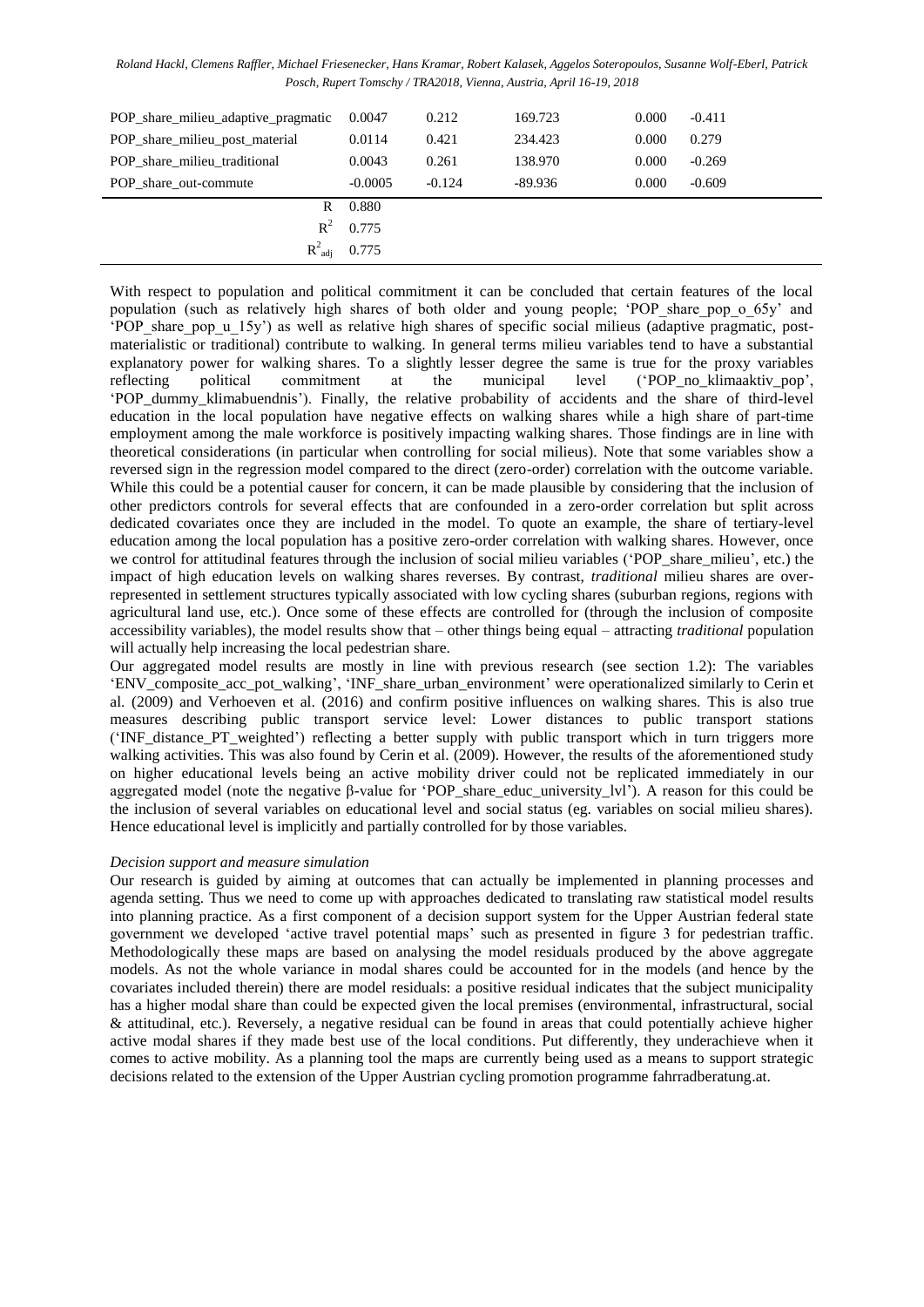| | | | | | |
|---|---|---|---|---|---|
| POP_share_milieu_adaptive_pragmatic | 0.0047 | 0.212 | 169.723 | 0.000 | -0.411 |
| POP_share_milieu_post_material | 0.0114 | 0.421 | 234.423 | 0.000 | 0.279 |
| POP_share_milieu_traditional | 0.0043 | 0.261 | 138.970 | 0.000 | -0.269 |
| POP_share_out-commute | -0.0005 | -0.124 | -89.936 | 0.000 | -0.609 |
| R | 0.880 | | | | |
| $R^2$ | 0.775 | | | | |
| $R^2_{adj}$ | 0.775 | | | | |

With respect to population and political commitment it can be concluded that certain features of the local population (such as relatively high shares of both older and young people; 'POP_share_pop_o_65y' and 'POP_share_pop_u_15y') as well as relative high shares of specific social milieus (adaptive pragmatic, post-materialistic or traditional) contribute to walking. In general terms milieu variables tend to have a substantial explanatory power for walking shares. To a slightly lesser degree the same is true for the proxy variables reflecting political commitment at the municipal level ('POP_no_klimaaktiv_pop', 'POP_dummy_klimabuendnis'). Finally, the relative probability of accidents and the share of third-level education in the local population have negative effects on walking shares while a high share of part-time employment among the male workforce is positively impacting walking shares. Those findings are in line with theoretical considerations (in particular when controlling for social milieus). Note that some variables show a reversed sign in the regression model compared to the direct (zero-order) correlation with the outcome variable. While this could be a potential causer for concern, it can be made plausible by considering that the inclusion of other predictors controls for several effects that are confounded in a zero-order correlation but split across dedicated covariates once they are included in the model. To quote an example, the share of tertiary-level education among the local population has a positive zero-order correlation with walking shares. However, once we control for attitudinal features through the inclusion of social milieu variables ('POP_share_milieu', etc.) the impact of high education levels on walking shares reverses. By contrast, *traditional* milieu shares are over-represented in settlement structures typically associated with low cycling shares (suburban regions, regions with agricultural land use, etc.). Once some of these effects are controlled for (through the inclusion of composite accessibility variables), the model results show that – other things being equal – attracting *traditional* population will actually help increasing the local pedestrian share.

Our aggregated model results are mostly in line with previous research (see section 1.2): The variables 'ENV_composite_acc_pot_walking', 'INF_share_urban_environment' were operationalized similarly to Cerin et al. (2009) and Verhoeven et al. (2016) and confirm positive influences on walking shares. This is also true measures describing public transport service level: Lower distances to public transport stations ('INF_distance_PT_weighted') reflecting a better supply with public transport which in turn triggers more walking activities. This was also found by Cerin et al. (2009). However, the results of the aforementioned study on higher educational levels being an active mobility driver could not be replicated immediately in our aggregated model (note the negative β-value for 'POP_share_educ_university_lvl'). A reason for this could be the inclusion of several variables on educational level and social status (eg. variables on social milieu shares). Hence educational level is implicitly and partially controlled for by those variables.

*Decision support and measure simulation*

Our research is guided by aiming at outcomes that can actually be implemented in planning processes and agenda setting. Thus we need to come up with approaches dedicated to translating raw statistical model results into planning practice. As a first component of a decision support system for the Upper Austrian federal state government we developed 'active travel potential maps' such as presented in figure 3 for pedestrian traffic. Methodologically these maps are based on analysing the model residuals produced by the above aggregate models. As not the whole variance in modal shares could be accounted for in the models (and hence by the covariates included therein) there are model residuals: a positive residual indicates that the subject municipality has a higher modal share than could be expected given the local premises (environmental, infrastructural, social & attitudinal, etc.). Reversely, a negative residual can be found in areas that could potentially achieve higher active modal shares if they made best use of the local conditions. Put differently, they underachieve when it comes to active mobility. As a planning tool the maps are currently being used as a means to support strategic decisions related to the extension of the Upper Austrian cycling promotion programme fahrradberatung.at.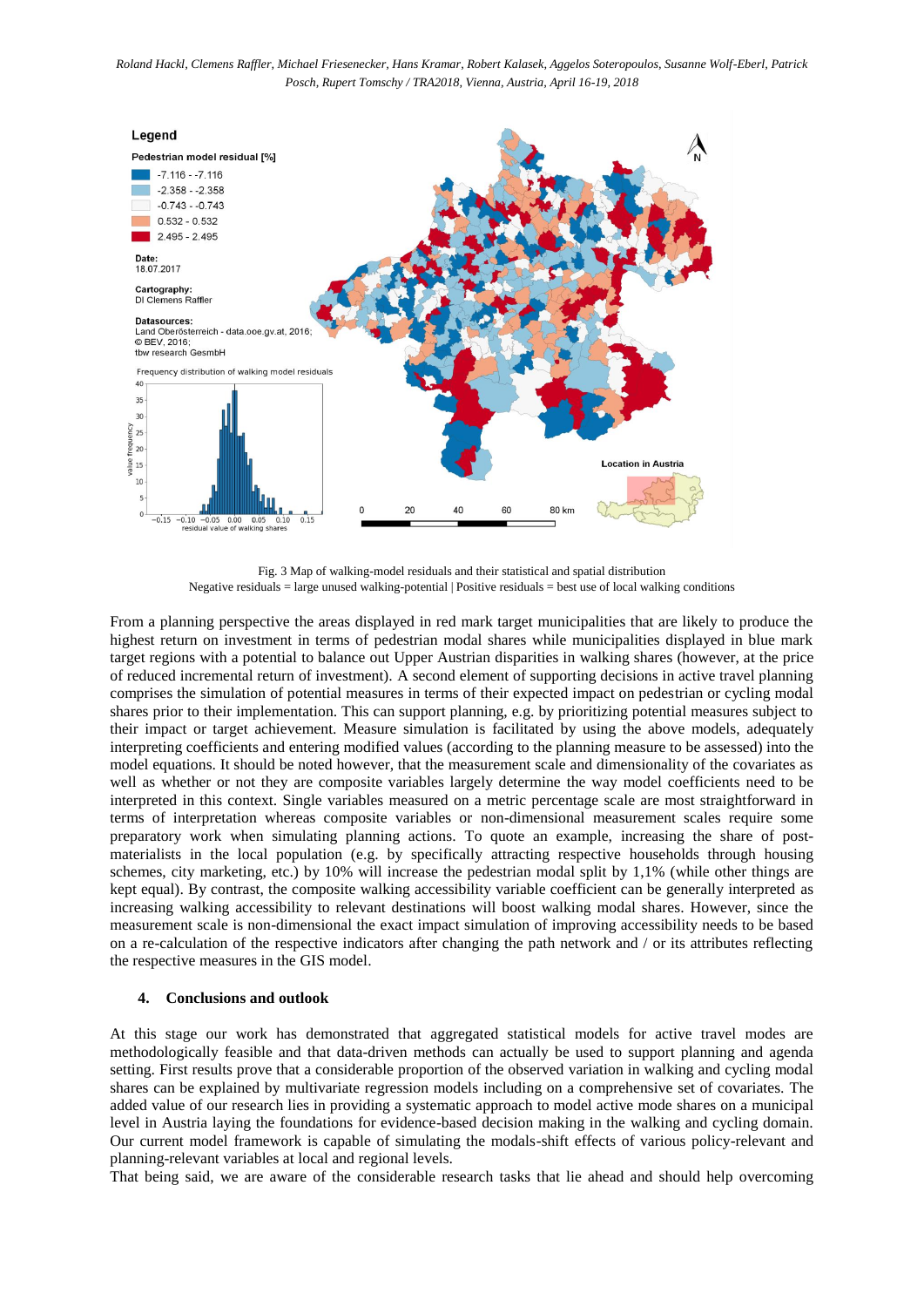Fig. 3 Map of walking-model residuals and their statistical and spatial distribution
Negative residuals = large unused walking-potential | Positive residuals = best use of local walking conditions

From a planning perspective the areas displayed in red mark target municipalities that are likely to produce the highest return on investment in terms of pedestrian modal shares while municipalities displayed in blue mark target regions with a potential to balance out Upper Austrian disparities in walking shares (however, at the price of reduced incremental return of investment). A second element of supporting decisions in active travel planning comprises the simulation of potential measures in terms of their expected impact on pedestrian or cycling modal shares prior to their implementation. This can support planning, e.g. by prioritizing potential measures subject to their impact or target achievement. Measure simulation is facilitated by using the above models, adequately interpreting coefficients and entering modified values (according to the planning measure to be assessed) into the model equations. It should be noted however, that the measurement scale and dimensionality of the covariates as well as whether or not they are composite variables largely determine the way model coefficients need to be interpreted in this context. Single variables measured on a metric percentage scale are most straightforward in terms of interpretation whereas composite variables or non-dimensional measurement scales require some preparatory work when simulating planning actions. To quote an example, increasing the share of post-materialists in the local population (e.g. by specifically attracting respective households through housing schemes, city marketing, etc.) by 10% will increase the pedestrian modal split by 1,1% (while other things are kept equal). By contrast, the composite walking accessibility variable coefficient can be generally interpreted as increasing walking accessibility to relevant destinations will boost walking modal shares. However, since the measurement scale is non-dimensional the exact impact simulation of improving accessibility needs to be based on a re-calculation of the respective indicators after changing the path network and / or its attributes reflecting the respective measures in the GIS model.

## 4. Conclusions and outlook

At this stage our work has demonstrated that aggregated statistical models for active travel modes are methodologically feasible and that data-driven methods can actually be used to support planning and agenda setting. First results prove that a considerable proportion of the observed variation in walking and cycling modal shares can be explained by multivariate regression models including on a comprehensive set of covariates. The added value of our research lies in providing a systematic approach to model active mode shares on a municipal level in Austria laying the foundations for evidence-based decision making in the walking and cycling domain. Our current model framework is capable of simulating the modals-shift effects of various policy-relevant and planning-relevant variables at local and regional levels.

That being said, we are aware of the considerable research tasks that lie ahead and should help overcoming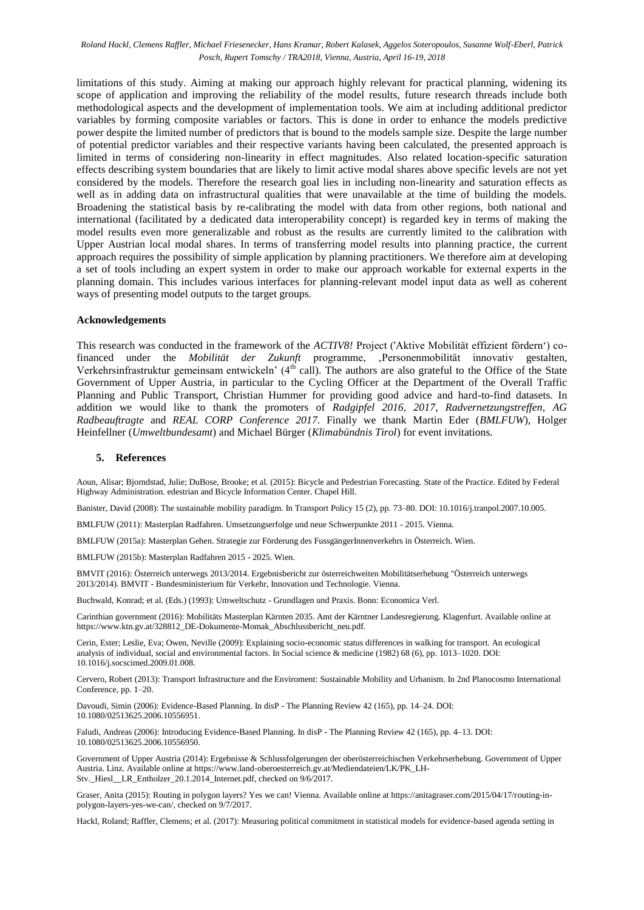limitations of this study. Aiming at making our approach highly relevant for practical planning, widening its scope of application and improving the reliability of the model results, future research threads include both methodological aspects and the development of implementation tools. We aim at including additional predictor variables by forming composite variables or factors. This is done in order to enhance the models predictive power despite the limited number of predictors that is bound to the models sample size. Despite the large number of potential predictor variables and their respective variants having been calculated, the presented approach is limited in terms of considering non-linearity in effect magnitudes. Also related location-specific saturation effects describing system boundaries that are likely to limit active modal shares above specific levels are not yet considered by the models. Therefore the research goal lies in including non-linearity and saturation effects as well as in adding data on infrastructural qualities that were unavailable at the time of building the models. Broadening the statistical basis by re-calibrating the model with data from other regions, both national and international (facilitated by a dedicated data interoperability concept) is regarded key in terms of making the model results even more generalizable and robust as the results are currently limited to the calibration with Upper Austrian local modal shares. In terms of transferring model results into planning practice, the current approach requires the possibility of simple application by planning practitioners. We therefore aim at developing a set of tools including an expert system in order to make our approach workable for external experts in the planning domain. This includes various interfaces for planning-relevant model input data as well as coherent ways of presenting model outputs to the target groups.

**Acknowledgements**

This research was conducted in the framework of the *ACTIV8!* Project ('Aktive Mobilität effizient fördern') co-financed under the *Mobilität der Zukunft* programme, ‚Personenmobilität innovativ gestalten, Verkehrsinfrastruktur gemeinsam entwickeln' (4th call). The authors are also grateful to the Office of the State Government of Upper Austria, in particular to the Cycling Officer at the Department of the Overall Traffic Planning and Public Transport, Christian Hummer for providing good advice and hard-to-find datasets. In addition we would like to thank the promoters of *Radgipfel 2016, 2017*, *Radvernetzungstreffen*, *AG Radbeauftragte* and *REAL CORP Conference 2017*. Finally we thank Martin Eder (*BMLFUW*), Holger Heinfellner (*Umweltbundesamt*) and Michael Bürger (*Klimabündnis Tirol*) for event invitations.

## 5. References

Aoun, Alisar; Bjorndstad, Julie; DuBose, Brooke; et al. (2015): Bicycle and Pedestrian Forecasting. State of the Practice. Edited by Federal Highway Administration. edestrian and Bicycle Information Center. Chapel Hill.

Banister, David (2008): The sustainable mobility paradigm. In Transport Policy 15 (2), pp. 73–80. DOI: 10.1016/j.tranpol.2007.10.005.

BMLFUW (2011): Masterplan Radfahren. Umsetzungserfolge und neue Schwerpunkte 2011 - 2015. Vienna.

BMLFUW (2015a): Masterplan Gehen. Strategie zur Förderung des FussgängerInnenverkehrs in Österreich. Wien.

BMLFUW (2015b): Masterplan Radfahren 2015 - 2025. Wien.

BMVIT (2016): Österreich unterwegs 2013/2014. Ergebnisbericht zur österreichweiten Mobilitätserhebung "Österreich unterwegs 2013/2014). BMVIT - Bundesministerium für Verkehr, Innovation und Technologie. Vienna.

Buchwald, Konrad; et al. (Eds.) (1993): Umweltschutz - Grundlagen und Praxis. Bonn: Economica Verl.

Carinthian government (2016): Mobilitäts Masterplan Kärnten 2035. Amt der Kärntner Landesregierung. Klagenfurt. Available online at https://www.ktn.gv.at/328812_DE-Dokumente-Momak_Abschlussbericht_neu.pdf.

Cerin, Ester; Leslie, Eva; Owen, Neville (2009): Explaining socio-economic status differences in walking for transport. An ecological analysis of individual, social and environmental factors. In Social science & medicine (1982) 68 (6), pp. 1013–1020. DOI: 10.1016/j.socscimed.2009.01.008.

Cervero, Robert (2013): Transport Infrastructure and the Enviroment: Sustainable Mobility and Urbanism. In 2nd Planocosmo International Conference, pp. 1–20.

Davoudi, Simin (2006): Evidence-Based Planning. In disP - The Planning Review 42 (165), pp. 14–24. DOI: 10.1080/02513625.2006.10556951.

Faludi, Andreas (2006): Introducing Evidence-Based Planning. In disP - The Planning Review 42 (165), pp. 4–13. DOI: 10.1080/02513625.2006.10556950.

Government of Upper Austria (2014): Ergebnisse & Schlussfolgerungen der oberösterreichischen Verkehrserhebung. Government of Upper Austria. Linz. Available online at https://www.land-oberoesterreich.gv.at/Mediendateien/LK/PK_LH-Stv._Hiesl__LR_Entholzer_20.1.2014_Internet.pdf, checked on 9/6/2017.

Graser, Anita (2015): Routing in polygon layers? Yes we can! Vienna. Available online at https://anitagraser.com/2015/04/17/routing-in-polygon-layers-yes-we-can/, checked on 9/7/2017.

Hackl, Roland; Raffler, Clemens; et al. (2017): Measuring political commitment in statistical models for evidence-based agenda setting in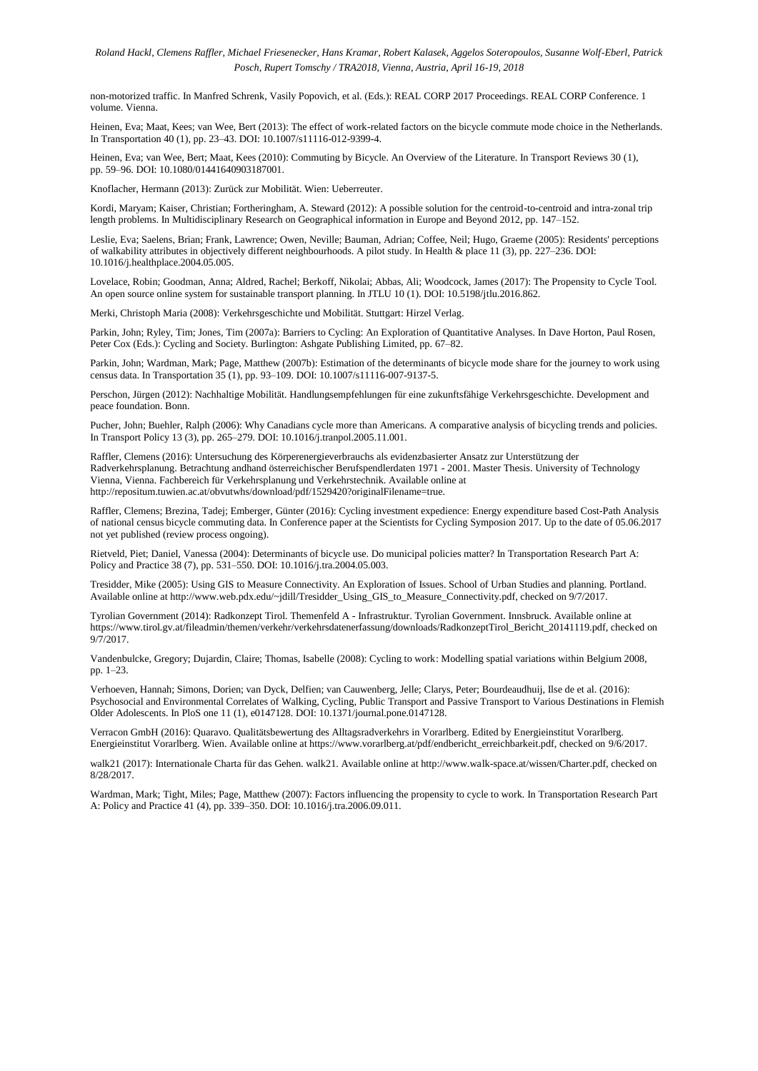non-motorized traffic. In Manfred Schrenk, Vasily Popovich, et al. (Eds.): REAL CORP 2017 Proceedings. REAL CORP Conference. 1 volume. Vienna.

Heinen, Eva; Maat, Kees; van Wee, Bert (2013): The effect of work-related factors on the bicycle commute mode choice in the Netherlands. In Transportation 40 (1), pp. 23–43. DOI: 10.1007/s11116-012-9399-4.

Heinen, Eva; van Wee, Bert; Maat, Kees (2010): Commuting by Bicycle. An Overview of the Literature. In Transport Reviews 30 (1), pp. 59–96. DOI: 10.1080/01441640903187001.

Knoflacher, Hermann (2013): Zurück zur Mobilität. Wien: Ueberreuter.

Kordi, Maryam; Kaiser, Christian; Fortheringham, A. Steward (2012): A possible solution for the centroid-to-centroid and intra-zonal trip length problems. In Multidisciplinary Research on Geographical information in Europe and Beyond 2012, pp. 147–152.

Leslie, Eva; Saelens, Brian; Frank, Lawrence; Owen, Neville; Bauman, Adrian; Coffee, Neil; Hugo, Graeme (2005): Residents' perceptions of walkability attributes in objectively different neighbourhoods. A pilot study. In Health & place 11 (3), pp. 227–236. DOI: 10.1016/j.healthplace.2004.05.005.

Lovelace, Robin; Goodman, Anna; Aldred, Rachel; Berkoff, Nikolai; Abbas, Ali; Woodcock, James (2017): The Propensity to Cycle Tool. An open source online system for sustainable transport planning. In JTLU 10 (1). DOI: 10.5198/jtlu.2016.862.

Merki, Christoph Maria (2008): Verkehrsgeschichte und Mobilität. Stuttgart: Hirzel Verlag.

Parkin, John; Ryley, Tim; Jones, Tim (2007a): Barriers to Cycling: An Exploration of Quantitative Analyses. In Dave Horton, Paul Rosen, Peter Cox (Eds.): Cycling and Society. Burlington: Ashgate Publishing Limited, pp. 67–82.

Parkin, John; Wardman, Mark; Page, Matthew (2007b): Estimation of the determinants of bicycle mode share for the journey to work using census data. In Transportation 35 (1), pp. 93–109. DOI: 10.1007/s11116-007-9137-5.

Perschon, Jürgen (2012): Nachhaltige Mobilität. Handlungsempfehlungen für eine zukunftsfähige Verkehrsgeschichte. Development and peace foundation. Bonn.

Pucher, John; Buehler, Ralph (2006): Why Canadians cycle more than Americans. A comparative analysis of bicycling trends and policies. In Transport Policy 13 (3), pp. 265–279. DOI: 10.1016/j.tranpol.2005.11.001.

Raffler, Clemens (2016): Untersuchung des Körperenergieverbrauchs als evidenzbasierter Ansatz zur Unterstützung der Radverkehrsplanung. Betrachtung andhand österreichischer Berufspendlerdaten 1971 - 2001. Master Thesis. University of Technology Vienna, Vienna. Fachbereich für Verkehrsplanung und Verkehrstechnik. Available online at http://repositum.tuwien.ac.at/obvutwhs/download/pdf/1529420?originalFilename=true.

Raffler, Clemens; Brezina, Tadej; Emberger, Günter (2016): Cycling investment expedience: Energy expenditure based Cost-Path Analysis of national census bicycle commuting data. In Conference paper at the Scientists for Cycling Symposion 2017. Up to the date of 05.06.2017 not yet published (review process ongoing).

Rietveld, Piet; Daniel, Vanessa (2004): Determinants of bicycle use. Do municipal policies matter? In Transportation Research Part A: Policy and Practice 38 (7), pp. 531–550. DOI: 10.1016/j.tra.2004.05.003.

Tresidder, Mike (2005): Using GIS to Measure Connectivity. An Exploration of Issues. School of Urban Studies and planning. Portland. Available online at http://www.web.pdx.edu/~jdill/Tresidder_Using_GIS_to_Measure_Connectivity.pdf, checked on 9/7/2017.

Tyrolian Government (2014): Radkonzept Tirol. Themenfeld A - Infrastruktur. Tyrolian Government. Innsbruck. Available online at https://www.tirol.gv.at/fileadmin/themen/verkehr/verkehrsdatenerfassung/downloads/RadkonzeptTirol_Bericht_20141119.pdf, checked on 9/7/2017.

Vandenbulcke, Gregory; Dujardin, Claire; Thomas, Isabelle (2008): Cycling to work: Modelling spatial variations within Belgium 2008, pp. 1–23.

Verhoeven, Hannah; Simons, Dorien; van Dyck, Delfien; van Cauwenberg, Jelle; Clarys, Peter; Bourdeaudhuij, Ilse de et al. (2016): Psychosocial and Environmental Correlates of Walking, Cycling, Public Transport and Passive Transport to Various Destinations in Flemish Older Adolescents. In PloS one 11 (1), e0147128. DOI: 10.1371/journal.pone.0147128.

Verracon GmbH (2016): Quaravo. Qualitätsbewertung des Alltagsradverkehrs in Vorarlberg. Edited by Energieinstitut Vorarlberg. Energieinstitut Vorarlberg. Wien. Available online at https://www.vorarlberg.at/pdf/endbericht_erreichbarkeit.pdf, checked on 9/6/2017.

walk21 (2017): Internationale Charta für das Gehen. walk21. Available online at http://www.walk-space.at/wissen/Charter.pdf, checked on 8/28/2017.

Wardman, Mark; Tight, Miles; Page, Matthew (2007): Factors influencing the propensity to cycle to work. In Transportation Research Part A: Policy and Practice 41 (4), pp. 339–350. DOI: 10.1016/j.tra.2006.09.011.